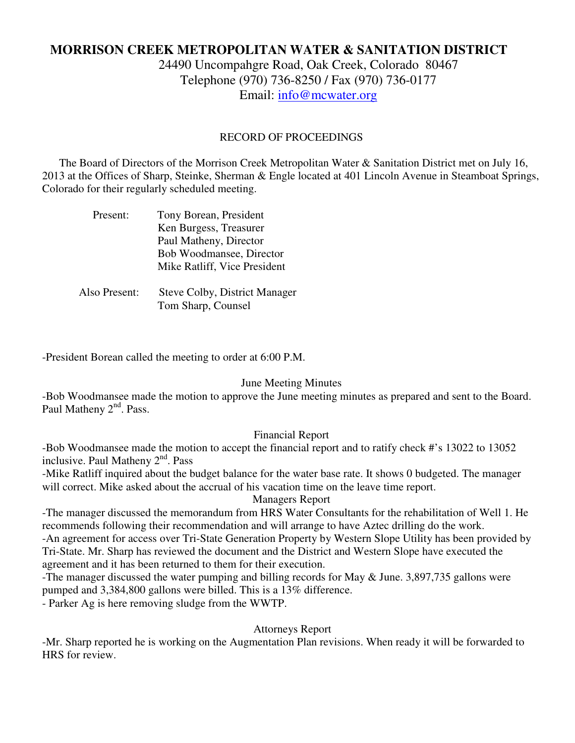# MORRISON CREEK METROPOLITAN WATER & SANITATION DISTRICT

24490 Uncompahgre Road, Oak Creek, Colorado 80467
Telephone (970) 736-8250 / Fax (970) 736-0177
Email: info@mcwater.org

## RECORD OF PROCEEDINGS

The Board of Directors of the Morrison Creek Metropolitan Water & Sanitation District met on July 16, 2013 at the Offices of Sharp, Steinke, Sherman & Engle located at 401 Lincoln Avenue in Steamboat Springs, Colorado for their regularly scheduled meeting.

Present:
- Tony Borean, President
- Ken Burgess, Treasurer
- Paul Matheny, Director
- Bob Woodmansee, Director
- Mike Ratliff, Vice President

Also Present:
- Steve Colby, District Manager
- Tom Sharp, Counsel

-President Borean called the meeting to order at 6:00 P.M.

### June Meeting Minutes

-Bob Woodmansee made the motion to approve the June meeting minutes as prepared and sent to the Board. Paul Matheny 2nd. Pass.

### Financial Report

-Bob Woodmansee made the motion to accept the financial report and to ratify check #'s 13022 to 13052 inclusive. Paul Matheny 2nd. Pass

-Mike Ratliff inquired about the budget balance for the water base rate. It shows 0 budgeted. The manager will correct. Mike asked about the accrual of his vacation time on the leave time report.

### Managers Report

-The manager discussed the memorandum from HRS Water Consultants for the rehabilitation of Well 1. He recommends following their recommendation and will arrange to have Aztec drilling do the work.

-An agreement for access over Tri-State Generation Property by Western Slope Utility has been provided by Tri-State. Mr. Sharp has reviewed the document and the District and Western Slope have executed the agreement and it has been returned to them for their execution.

-The manager discussed the water pumping and billing records for May & June. 3,897,735 gallons were pumped and 3,384,800 gallons were billed. This is a 13% difference.

- Parker Ag is here removing sludge from the WWTP.

### Attorneys Report

-Mr. Sharp reported he is working on the Augmentation Plan revisions. When ready it will be forwarded to HRS for review.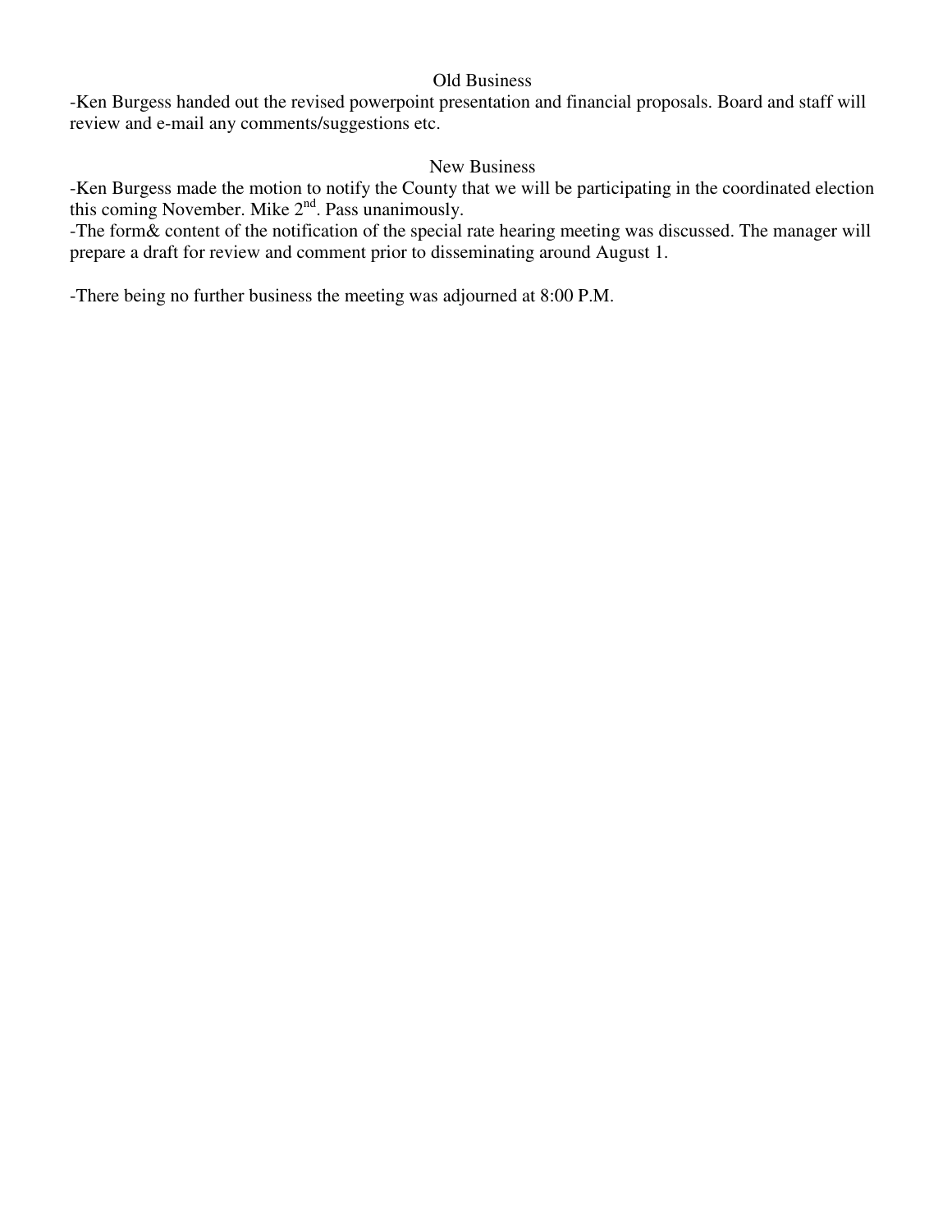## Old Business

-Ken Burgess handed out the revised powerpoint presentation and financial proposals. Board and staff will review and e-mail any comments/suggestions etc.

## New Business

-Ken Burgess made the motion to notify the County that we will be participating in the coordinated election this coming November. Mike 2nd. Pass unanimously.
-The form& content of the notification of the special rate hearing meeting was discussed. The manager will prepare a draft for review and comment prior to disseminating around August 1.

-There being no further business the meeting was adjourned at 8:00 P.M.